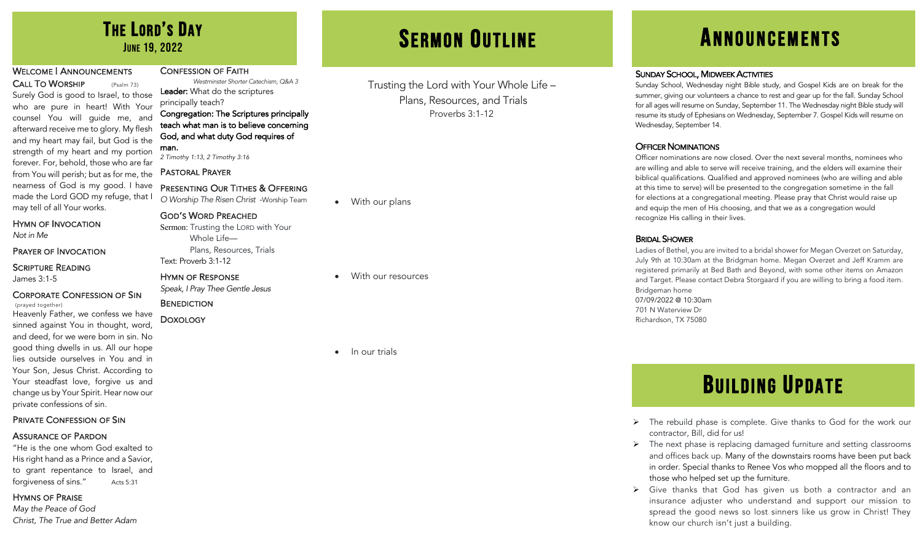# The Lord's Day

## June 19, 2022

### Welcome | Announcements

### Call To Worship (Psalm 73)

Surely God is good to Israel, to those who are pure in heart! With Your counsel You will guide me, and afterward receive me to glory. My flesh and my heart may fail, but God is the strength of my heart and my portion forever. For, behold, those who are far from You will perish; but as for me, the nearness of God is my good. I have made the Lord GOD my refuge, that I may tell of all Your works.

### Hymn of Invocation

*Not in Me*

### Prayer of Invocation

### Scripture Reading

James 3:1-5

### Corporate Confession of Sin

(prayed together)

Heavenly Father, we confess we have sinned against You in thought, word, and deed, for we were born in sin. No good thing dwells in us. All our hope lies outside ourselves in You and in Your Son, Jesus Christ. According to Your steadfast love, forgive us and change us by Your Spirit. Hear now our private confessions of sin.

### Private Confession of Sin

### Assurance of Pardon

"He is the one whom God exalted to His right hand as a Prince and a Savior, to grant repentance to Israel, and forgiveness of sins." Acts 5:31

### Hymns of Praise

*May the Peace of God*

*Christ, The True and Better Adam*

### Confession of Faith

*Westminster Shorter Catechism, Q&A 3*

**Leader:** What do the scriptures principally teach?

**Congregation: The Scriptures principally teach what man is to believe concerning God, and what duty God requires of man.**

*2 Timothy 1:13, 2 Timothy 3:16*

### Pastoral Prayer

### Presenting Our Tithes & Offering

*O Worship The Risen Christ* -Worship Team

### God's Word Preached

Sermon: Trusting the LORD with Your Whole Life—
Plans, Resources, Trials

Text: Proverb 3:1-12

### Hymn of Response

*Speak, I Pray Thee Gentle Jesus*

### Benediction

### Doxology

# Sermon Outline

Trusting the Lord with Your Whole Life –
Plans, Resources, and Trials
Proverbs 3:1-12

- With our plans

- With our resources

- In our trials

# Announcements

### Sunday School, Midweek Activities

Sunday School, Wednesday night Bible study, and Gospel Kids are on break for the summer, giving our volunteers a chance to rest and gear up for the fall. Sunday School for all ages will resume on Sunday, September 11. The Wednesday night Bible study will resume its study of Ephesians on Wednesday, September 7. Gospel Kids will resume on Wednesday, September 14.

### Officer Nominations

Officer nominations are now closed. Over the next several months, nominees who are willing and able to serve will receive training, and the elders will examine their biblical qualifications. Qualified and approved nominees (who are willing and able at this time to serve) will be presented to the congregation sometime in the fall for elections at a congregational meeting. Please pray that Christ would raise up and equip the men of His choosing, and that we as a congregation would recognize His calling in their lives.

### Bridal Shower

Ladies of Bethel, you are invited to a bridal shower for Megan Overzet on Saturday, July 9th at 10:30am at the Bridgman home. Megan Overzet and Jeff Kramm are registered primarily at Bed Bath and Beyond, with some other items on Amazon and Target. Please contact Debra Storgaard if you are willing to bring a food item.

Bridgeman home
07/09/2022 @ 10:30am
701 N Waterview Dr
Richardson, TX 75080

# Building Update

- The rebuild phase is complete. Give thanks to God for the work our contractor, Bill, did for us!
- The next phase is replacing damaged furniture and setting classrooms and offices back up. Many of the downstairs rooms have been put back in order. Special thanks to Renee Vos who mopped all the floors and to those who helped set up the furniture.
- Give thanks that God has given us both a contractor and an insurance adjuster who understand and support our mission to spread the good news so lost sinners like us grow in Christ! They know our church isn't just a building.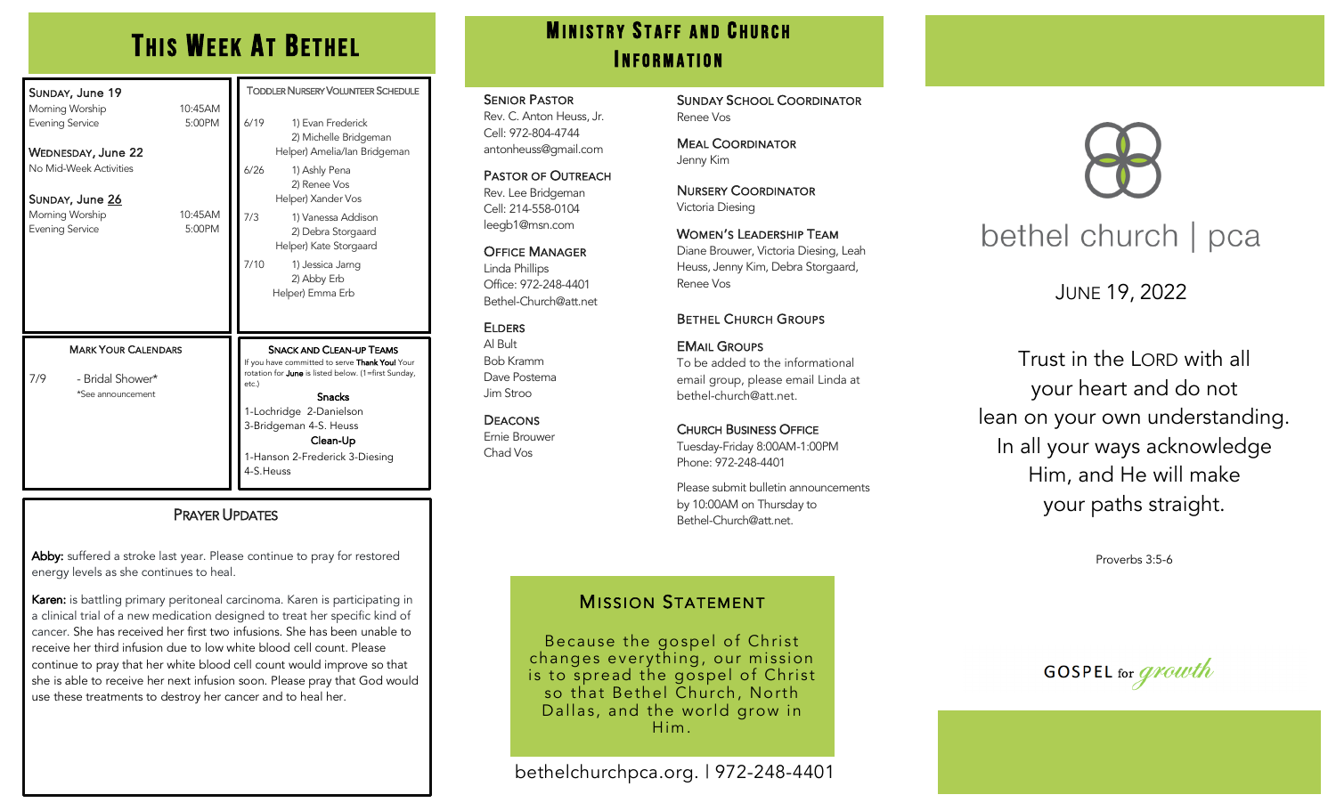# This Week At Bethel

**Sunday, June 19**
Morning Worship 10:45AM
Evening Service 5:00PM

**Wednesday, June 22**
No Mid-Week Activities

**Sunday, June 26**
Morning Worship 10:45AM
Evening Service 5:00PM

### Toddler Nursery Volunteer Schedule

| | |
|---|---|
| 6/19 | 1) Evan Frederick<br>2) Michelle Bridgeman<br>Helper) Amelia/Ian Bridgeman |
| 6/26 | 1) Ashly Pena<br>2) Renee Vos<br>Helper) Xander Vos |
| 7/3 | 1) Vanessa Addison<br>2) Debra Storgaard<br>Helper) Kate Storgaard |
| 7/10 | 1) Jessica Jarng<br>2) Abby Erb<br>Helper) Emma Erb |

### Mark Your Calendars

7/9 - Bridal Shower*
*See announcement

### Snack and Clean-up Teams

If you have committed to serve **Thank You!** Your rotation for **June** is listed below. (1=first Sunday, etc.)

**Snacks**
1-Lochridge 2-Danielson
3-Bridgeman 4-S. Heuss

**Clean-Up**
1-Hanson 2-Frederick 3-Diesing
4-S.Heuss

### Prayer Updates

**Abby:** suffered a stroke last year. Please continue to pray for restored energy levels as she continues to heal.

**Karen:** is battling primary peritoneal carcinoma. Karen is participating in a clinical trial of a new medication designed to treat her specific kind of cancer. She has received her first two infusions. She has been unable to receive her third infusion due to low white blood cell count. Please continue to pray that her white blood cell count would improve so that she is able to receive her next infusion soon. Please pray that God would use these treatments to destroy her cancer and to heal her.

# Ministry Staff and Church Information

**Senior Pastor**
Rev. C. Anton Heuss, Jr.
Cell: 972-804-4744
antonheuss@gmail.com

**Pastor of Outreach**
Rev. Lee Bridgeman
Cell: 214-558-0104
leegb1@msn.com

**Office Manager**
Linda Phillips
Office: 972-248-4401
Bethel-Church@att.net

**Elders**
Al Bult
Bob Kramm
Dave Postema
Jim Stroo

**Deacons**
Ernie Brouwer
Chad Vos

**Sunday School Coordinator**
Renee Vos

**Meal Coordinator**
Jenny Kim

**Nursery Coordinator**
Victoria Diesing

**Women's Leadership Team**
Diane Brouwer, Victoria Diesing, Leah Heuss, Jenny Kim, Debra Storgaard, Renee Vos

**Bethel Church Groups**

**EMail Groups**
To be added to the informational email group, please email Linda at bethel-church@att.net.

**Church Business Office**
Tuesday-Friday 8:00AM-1:00PM
Phone: 972-248-4401

Please submit bulletin announcements by 10:00AM on Thursday to Bethel-Church@att.net.

### Mission Statement

Because the gospel of Christ changes everything, our mission is to spread the gospel of Christ so that Bethel Church, North Dallas, and the world grow in Him.

bethelchurchpca.org. | 972-248-4401

# bethel church | pca

June 19, 2022

Trust in the Lord with all your heart and do not lean on your own understanding. In all your ways acknowledge Him, and He will make your paths straight.

Proverbs 3:5-6

GOSPEL for *growth*